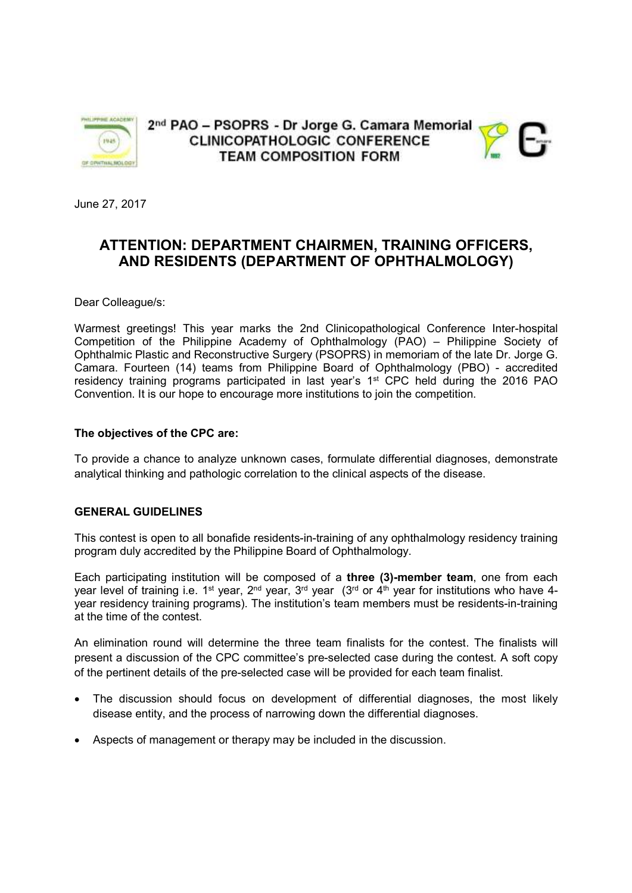# 2[nd] PAO – PSOPRS - Dr Jorge G. Camara Memorial CLINICOPATHOLOGIC CONFERENCE TEAM COMPOSITION FORM

June 27, 2017

## ATTENTION: DEPARTMENT CHAIRMEN, TRAINING OFFICERS, AND RESIDENTS (DEPARTMENT OF OPHTHALMOLOGY)

Dear Colleague/s:

Warmest greetings! This year marks the 2nd Clinicopathological Conference Inter-hospital Competition of the Philippine Academy of Ophthalmology (PAO) – Philippine Society of Ophthalmic Plastic and Reconstructive Surgery (PSOPRS) in memoriam of the late Dr. Jorge G. Camara. Fourteen (14) teams from Philippine Board of Ophthalmology (PBO) - accredited residency training programs participated in last year's 1[st] CPC held during the 2016 PAO Convention. It is our hope to encourage more institutions to join the competition.

**The objectives of the CPC are:**

To provide a chance to analyze unknown cases, formulate differential diagnoses, demonstrate analytical thinking and pathologic correlation to the clinical aspects of the disease.

**GENERAL GUIDELINES**

This contest is open to all bonafide residents-in-training of any ophthalmology residency training program duly accredited by the Philippine Board of Ophthalmology.

Each participating institution will be composed of a **three (3)-member team**, one from each year level of training i.e. 1[st] year, 2[nd] year, 3[rd] year (3[rd] or 4[th] year for institutions who have 4-year residency training programs). The institution's team members must be residents-in-training at the time of the contest.

An elimination round will determine the three team finalists for the contest. The finalists will present a discussion of the CPC committee's pre-selected case during the contest. A soft copy of the pertinent details of the pre-selected case will be provided for each team finalist.

- The discussion should focus on development of differential diagnoses, the most likely disease entity, and the process of narrowing down the differential diagnoses.
- Aspects of management or therapy may be included in the discussion.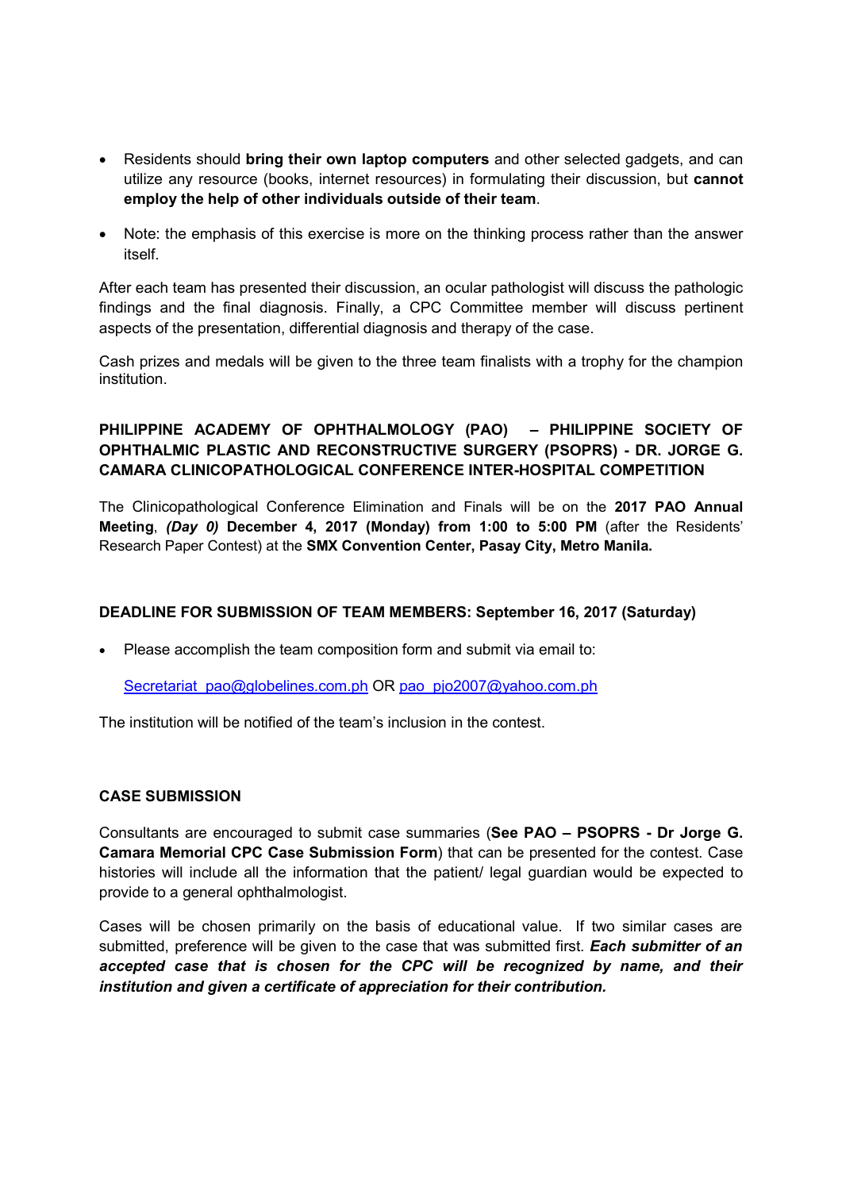- Residents should **bring their own laptop computers** and other selected gadgets, and can utilize any resource (books, internet resources) in formulating their discussion, but **cannot employ the help of other individuals outside of their team**.
- Note: the emphasis of this exercise is more on the thinking process rather than the answer itself.

After each team has presented their discussion, an ocular pathologist will discuss the pathologic findings and the final diagnosis. Finally, a CPC Committee member will discuss pertinent aspects of the presentation, differential diagnosis and therapy of the case.

Cash prizes and medals will be given to the three team finalists with a trophy for the champion institution.

**PHILIPPINE ACADEMY OF OPHTHALMOLOGY (PAO) – PHILIPPINE SOCIETY OF OPHTHALMIC PLASTIC AND RECONSTRUCTIVE SURGERY (PSOPRS) - DR. JORGE G. CAMARA CLINICOPATHOLOGICAL CONFERENCE INTER-HOSPITAL COMPETITION**

The Clinicopathological Conference Elimination and Finals will be on the **2017 PAO Annual Meeting**, ***(Day 0)*** **December 4, 2017 (Monday) from 1:00 to 5:00 PM** (after the Residents' Research Paper Contest) at the **SMX Convention Center, Pasay City, Metro Manila.**

**DEADLINE FOR SUBMISSION OF TEAM MEMBERS: September 16, 2017 (Saturday)**

- Please accomplish the team composition form and submit via email to:

  Secretariat_pao@globelines.com.ph OR pao_pjo2007@yahoo.com.ph

The institution will be notified of the team's inclusion in the contest.

**CASE SUBMISSION**

Consultants are encouraged to submit case summaries (**See PAO – PSOPRS - Dr Jorge G. Camara Memorial CPC Case Submission Form**) that can be presented for the contest. Case histories will include all the information that the patient/ legal guardian would be expected to provide to a general ophthalmologist.

Cases will be chosen primarily on the basis of educational value. If two similar cases are submitted, preference will be given to the case that was submitted first. ***Each submitter of an accepted case that is chosen for the CPC will be recognized by name, and their institution and given a certificate of appreciation for their contribution.***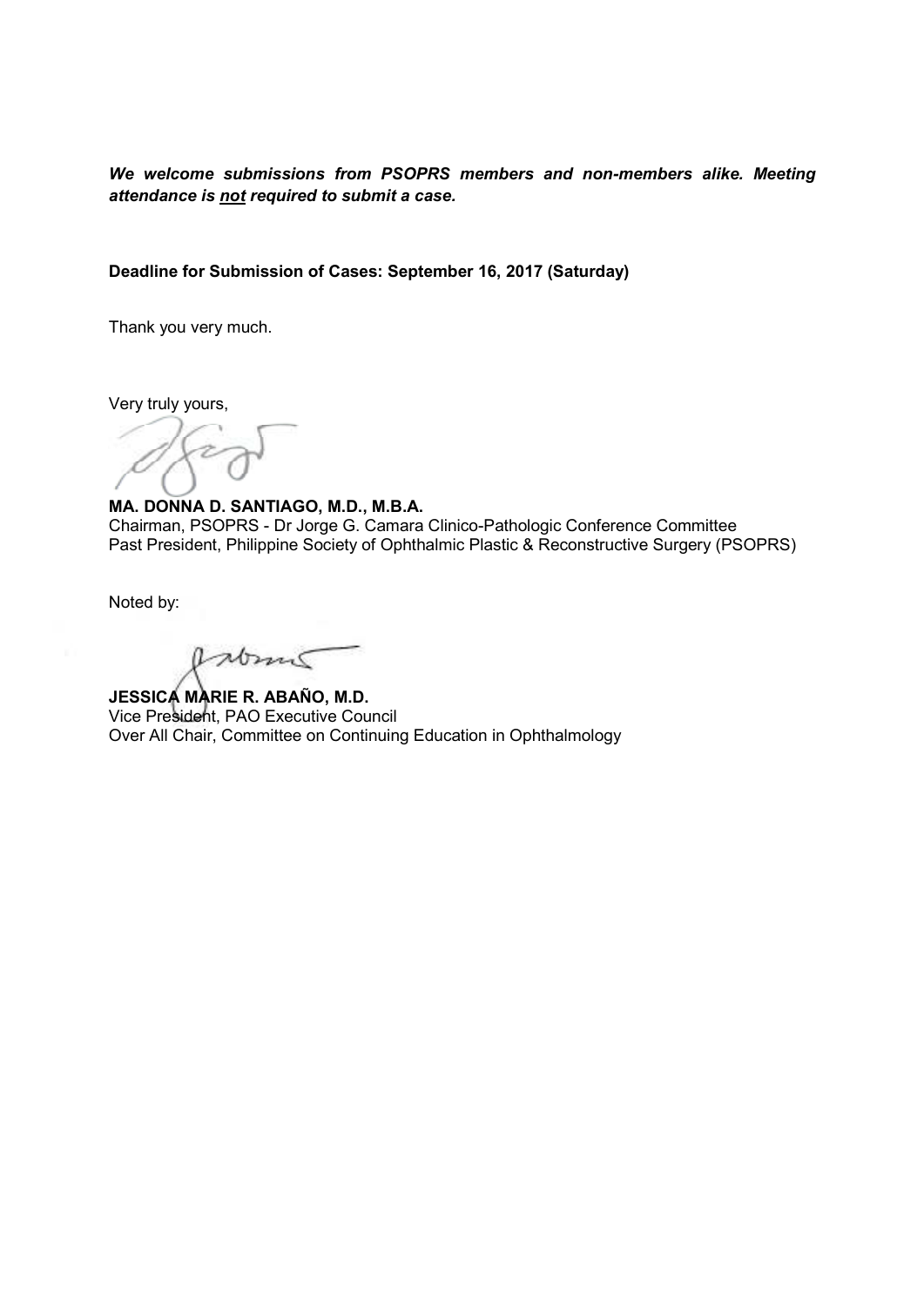***We welcome submissions from PSOPRS members and non-members alike. Meeting attendance is <u>not</u> required to submit a case.***

**Deadline for Submission of Cases: September 16, 2017 (Saturday)**

Thank you very much.

Very truly yours,

**MA. DONNA D. SANTIAGO, M.D., M.B.A.**
Chairman, PSOPRS - Dr Jorge G. Camara Clinico-Pathologic Conference Committee
Past President, Philippine Society of Ophthalmic Plastic & Reconstructive Surgery (PSOPRS)

Noted by:

**JESSICA MARIE R. ABAÑO, M.D.**
Vice President, PAO Executive Council
Over All Chair, Committee on Continuing Education in Ophthalmology